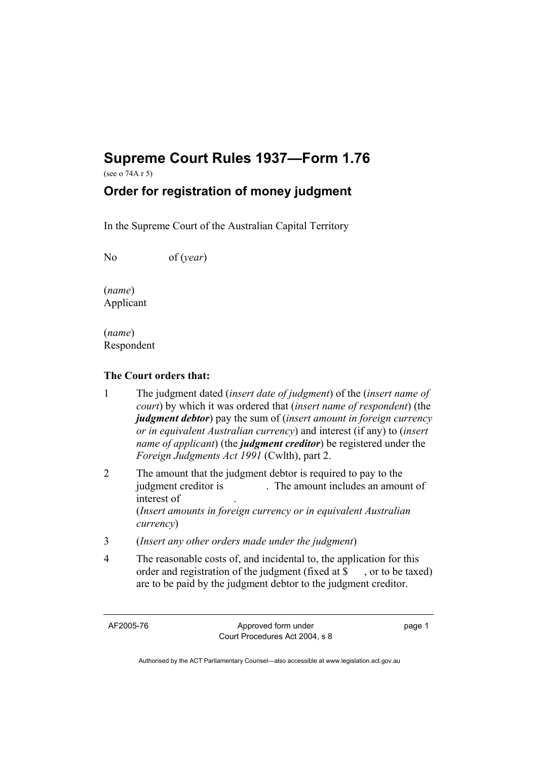# Supreme Court Rules 1937—Form 1.76

(see o 74A r 5)

## Order for registration of money judgment

In the Supreme Court of the Australian Capital Territory

No of (*year*)

(*name*)
Applicant

(*name*)
Respondent

**The Court orders that:**

1 The judgment dated (*insert date of judgment*) of the (*insert name of court*) by which it was ordered that (*insert name of respondent*) (the ***judgment debtor***) pay the sum of (*insert amount in foreign currency or in equivalent Australian currency*) and interest (if any) to (*insert name of applicant*) (the ***judgment creditor***) be registered under the *Foreign Judgments Act 1991* (Cwlth), part 2.

2 The amount that the judgment debtor is required to pay to the judgment creditor is . The amount includes an amount of interest of .
(*Insert amounts in foreign currency or in equivalent Australian currency*)

3 (*Insert any other orders made under the judgment*)

4 The reasonable costs of, and incidental to, the application for this order and registration of the judgment (fixed at $ , or to be taxed) are to be paid by the judgment debtor to the judgment creditor.

AF2005-76 Approved form under Court Procedures Act 2004, s 8

Authorised by the ACT Parliamentary Counsel—also accessible at www.legislation.act.gov.au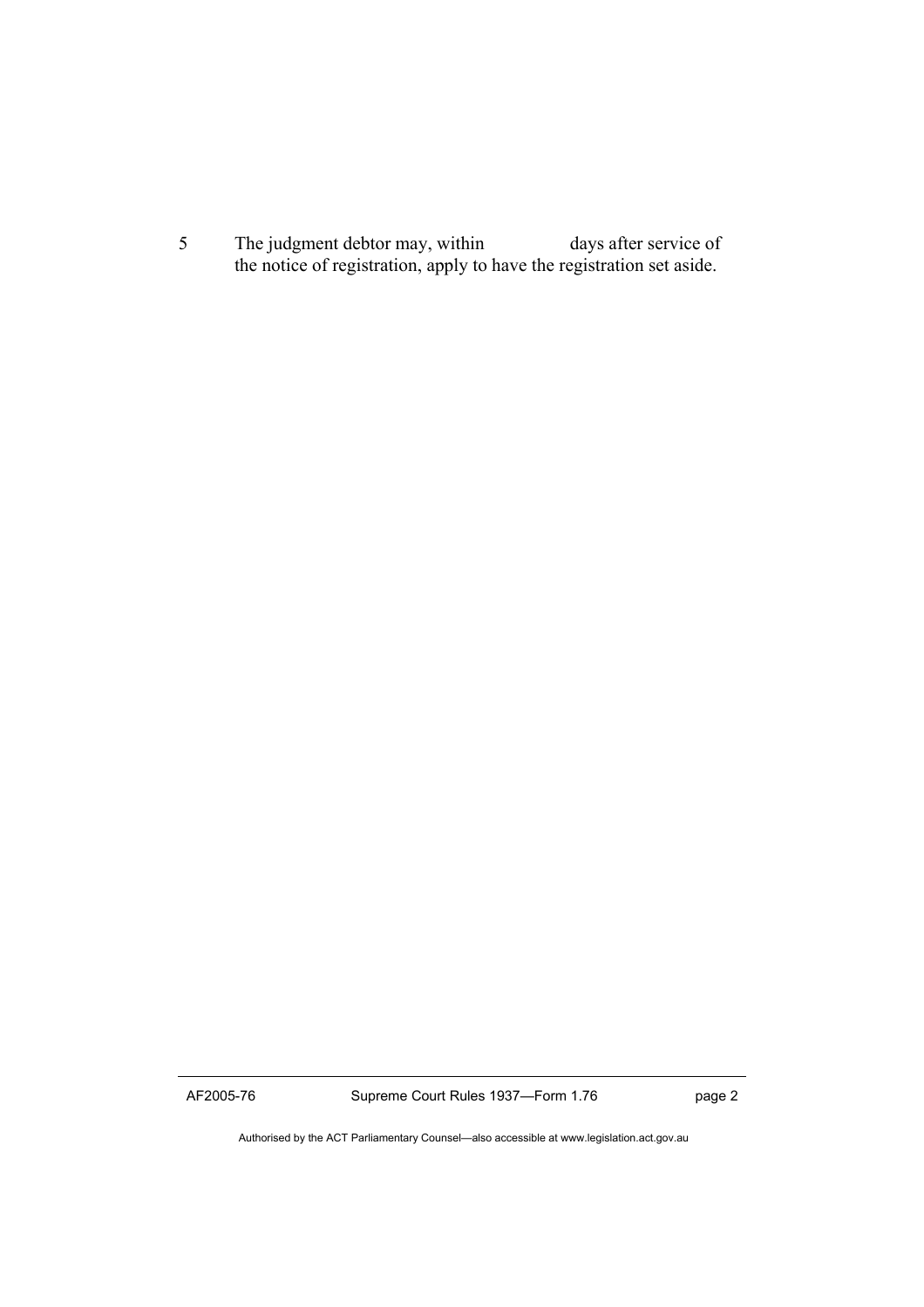5 The judgment debtor may, within                days after service of the notice of registration, apply to have the registration set aside.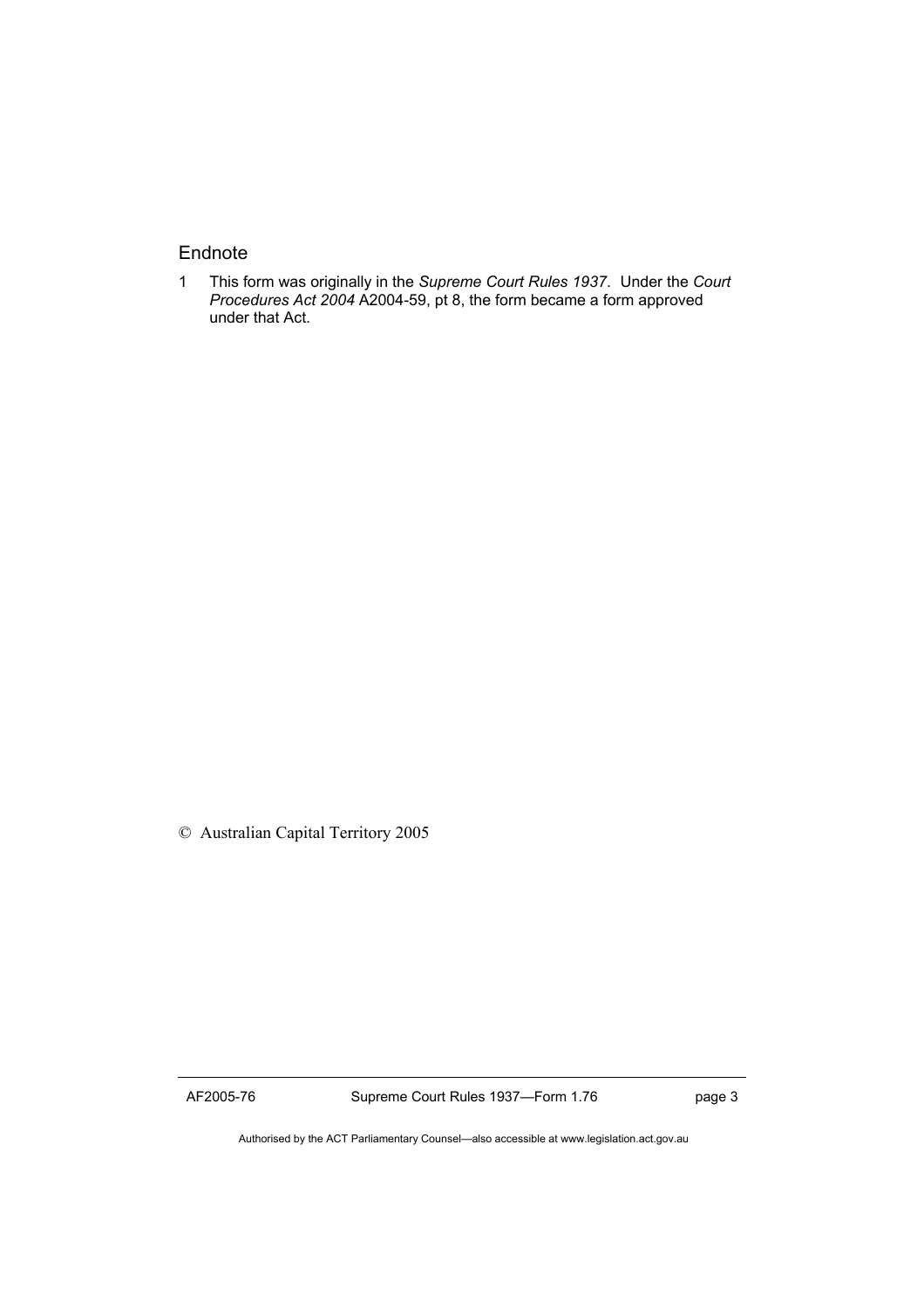## Endnote

1 This form was originally in the *Supreme Court Rules 1937*. Under the *Court Procedures Act 2004* A2004-59, pt 8, the form became a form approved under that Act.

© Australian Capital Territory 2005